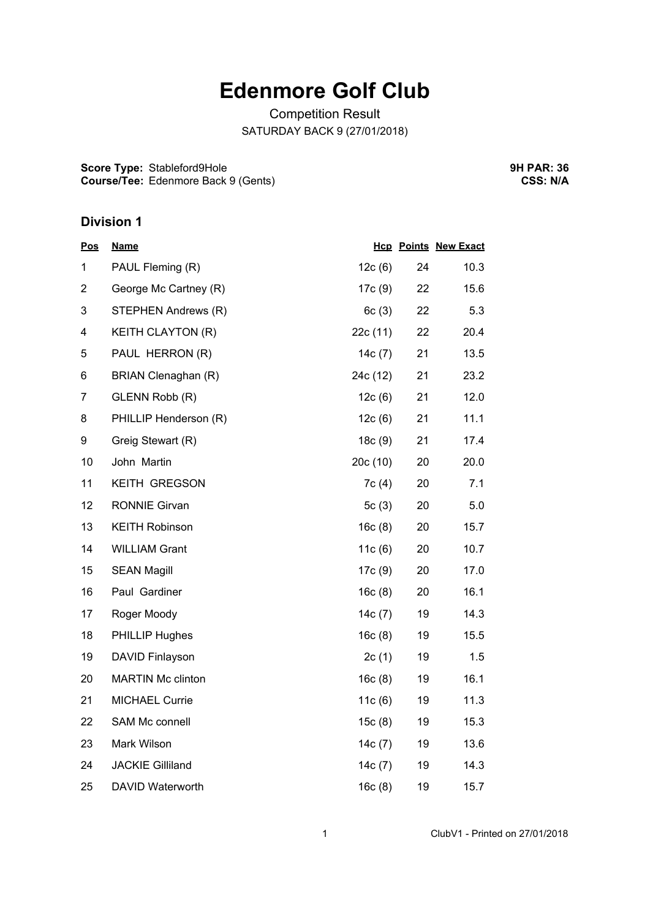# Edenmore Golf Club

Competition Result

SATURDAY BACK 9 (27/01/2018)

**Score Type:** Stableford9Hole
**Course/Tee:** Edenmore Back 9 (Gents)

**9H PAR: 36**
**CSS: N/A**

### Division 1

| Pos | Name | Hcp | Points | New Exact |
|---|---|---|---|---|
| 1 | PAUL Fleming (R) | 12c (6) | 24 | 10.3 |
| 2 | George Mc Cartney (R) | 17c (9) | 22 | 15.6 |
| 3 | STEPHEN Andrews (R) | 6c (3) | 22 | 5.3 |
| 4 | KEITH CLAYTON (R) | 22c (11) | 22 | 20.4 |
| 5 | PAUL HERRON (R) | 14c (7) | 21 | 13.5 |
| 6 | BRIAN Clenaghan (R) | 24c (12) | 21 | 23.2 |
| 7 | GLENN Robb (R) | 12c (6) | 21 | 12.0 |
| 8 | PHILLIP Henderson (R) | 12c (6) | 21 | 11.1 |
| 9 | Greig Stewart (R) | 18c (9) | 21 | 17.4 |
| 10 | John Martin | 20c (10) | 20 | 20.0 |
| 11 | KEITH GREGSON | 7c (4) | 20 | 7.1 |
| 12 | RONNIE Girvan | 5c (3) | 20 | 5.0 |
| 13 | KEITH Robinson | 16c (8) | 20 | 15.7 |
| 14 | WILLIAM Grant | 11c (6) | 20 | 10.7 |
| 15 | SEAN Magill | 17c (9) | 20 | 17.0 |
| 16 | Paul Gardiner | 16c (8) | 20 | 16.1 |
| 17 | Roger Moody | 14c (7) | 19 | 14.3 |
| 18 | PHILLIP Hughes | 16c (8) | 19 | 15.5 |
| 19 | DAVID Finlayson | 2c (1) | 19 | 1.5 |
| 20 | MARTIN Mc clinton | 16c (8) | 19 | 16.1 |
| 21 | MICHAEL Currie | 11c (6) | 19 | 11.3 |
| 22 | SAM Mc connell | 15c (8) | 19 | 15.3 |
| 23 | Mark Wilson | 14c (7) | 19 | 13.6 |
| 24 | JACKIE Gilliland | 14c (7) | 19 | 14.3 |
| 25 | DAVID Waterworth | 16c (8) | 19 | 15.7 |

ClubV1 - Printed on 27/01/2018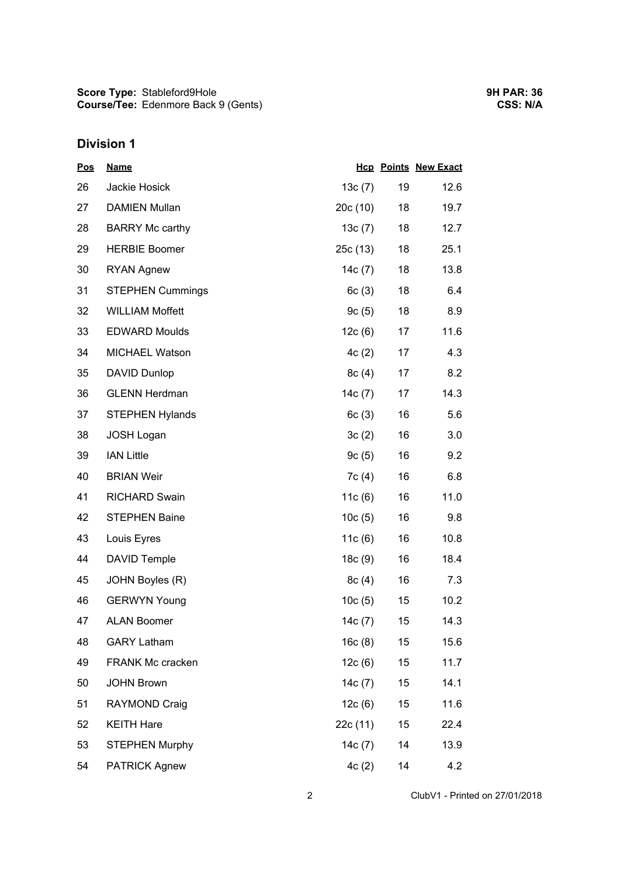**Score Type:** Stableford9Hole
**Course/Tee:** Edenmore Back 9 (Gents)

**9H PAR: 36**
**CSS: N/A**

## Division 1

| Pos | Name | Hcp | Points | New Exact |
|---|---|---|---|---|
| 26 | Jackie Hosick | 13c (7) | 19 | 12.6 |
| 27 | DAMIEN Mullan | 20c (10) | 18 | 19.7 |
| 28 | BARRY Mc carthy | 13c (7) | 18 | 12.7 |
| 29 | HERBIE Boomer | 25c (13) | 18 | 25.1 |
| 30 | RYAN Agnew | 14c (7) | 18 | 13.8 |
| 31 | STEPHEN Cummings | 6c (3) | 18 | 6.4 |
| 32 | WILLIAM Moffett | 9c (5) | 18 | 8.9 |
| 33 | EDWARD Moulds | 12c (6) | 17 | 11.6 |
| 34 | MICHAEL Watson | 4c (2) | 17 | 4.3 |
| 35 | DAVID Dunlop | 8c (4) | 17 | 8.2 |
| 36 | GLENN Herdman | 14c (7) | 17 | 14.3 |
| 37 | STEPHEN Hylands | 6c (3) | 16 | 5.6 |
| 38 | JOSH Logan | 3c (2) | 16 | 3.0 |
| 39 | IAN Little | 9c (5) | 16 | 9.2 |
| 40 | BRIAN Weir | 7c (4) | 16 | 6.8 |
| 41 | RICHARD Swain | 11c (6) | 16 | 11.0 |
| 42 | STEPHEN Baine | 10c (5) | 16 | 9.8 |
| 43 | Louis Eyres | 11c (6) | 16 | 10.8 |
| 44 | DAVID Temple | 18c (9) | 16 | 18.4 |
| 45 | JOHN Boyles (R) | 8c (4) | 16 | 7.3 |
| 46 | GERWYN Young | 10c (5) | 15 | 10.2 |
| 47 | ALAN Boomer | 14c (7) | 15 | 14.3 |
| 48 | GARY Latham | 16c (8) | 15 | 15.6 |
| 49 | FRANK Mc cracken | 12c (6) | 15 | 11.7 |
| 50 | JOHN Brown | 14c (7) | 15 | 14.1 |
| 51 | RAYMOND Craig | 12c (6) | 15 | 11.6 |
| 52 | KEITH Hare | 22c (11) | 15 | 22.4 |
| 53 | STEPHEN Murphy | 14c (7) | 14 | 13.9 |
| 54 | PATRICK Agnew | 4c (2) | 14 | 4.2 |

ClubV1 - Printed on 27/01/2018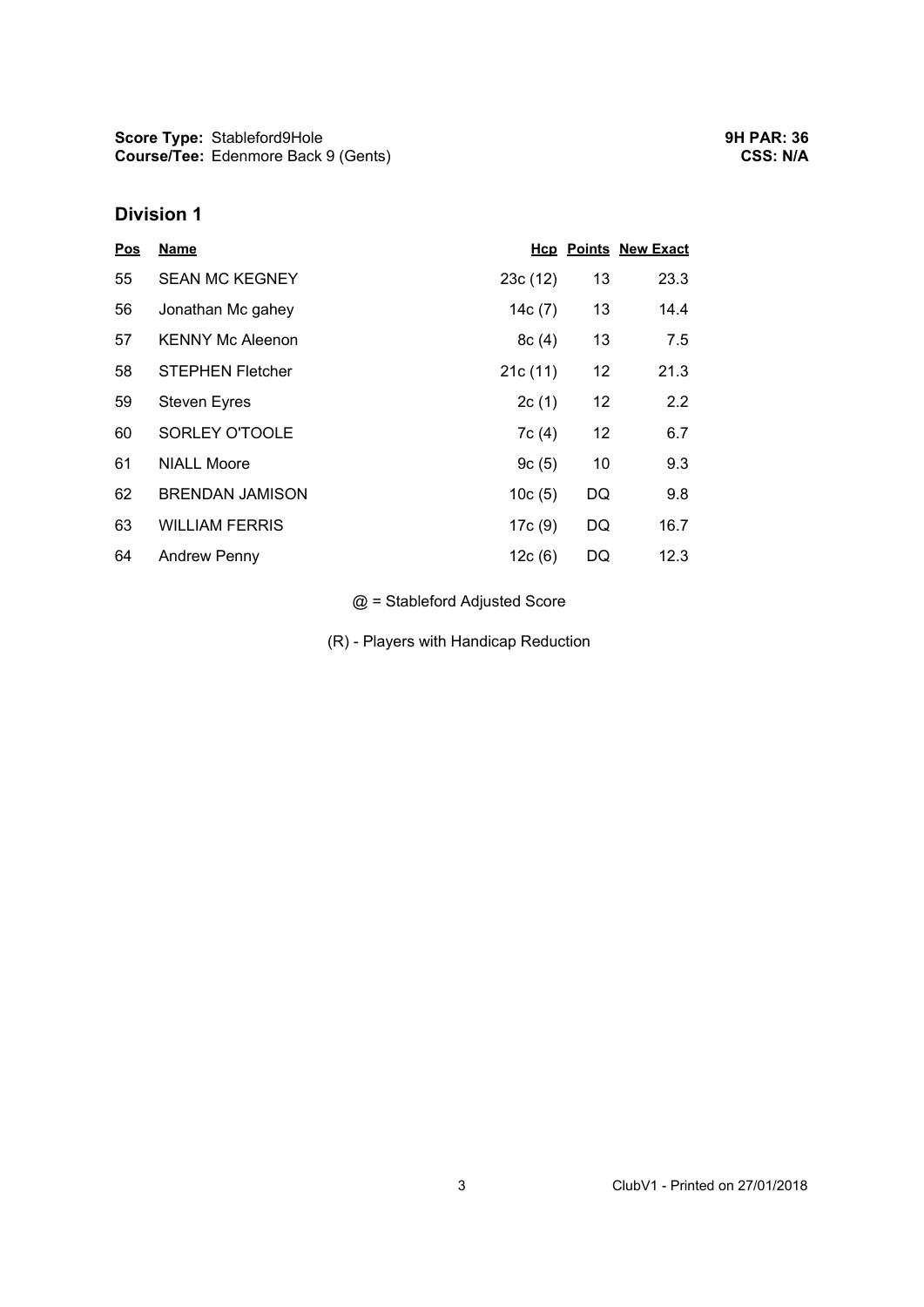**Score Type:** Stableford9Hole
**Course/Tee:** Edenmore Back 9 (Gents)

**9H PAR: 36**
**CSS: N/A**

## Division 1

| Pos | Name | Hcp | Points | New Exact |
| --- | --- | --- | --- | --- |
| 55 | SEAN MC KEGNEY | 23c (12) | 13 | 23.3 |
| 56 | Jonathan Mc gahey | 14c (7) | 13 | 14.4 |
| 57 | KENNY Mc Aleenon | 8c (4) | 13 | 7.5 |
| 58 | STEPHEN Fletcher | 21c (11) | 12 | 21.3 |
| 59 | Steven Eyres | 2c (1) | 12 | 2.2 |
| 60 | SORLEY O'TOOLE | 7c (4) | 12 | 6.7 |
| 61 | NIALL Moore | 9c (5) | 10 | 9.3 |
| 62 | BRENDAN JAMISON | 10c (5) | DQ | 9.8 |
| 63 | WILLIAM FERRIS | 17c (9) | DQ | 16.7 |
| 64 | Andrew Penny | 12c (6) | DQ | 12.3 |

@ = Stableford Adjusted Score

(R) - Players with Handicap Reduction

ClubV1 - Printed on 27/01/2018